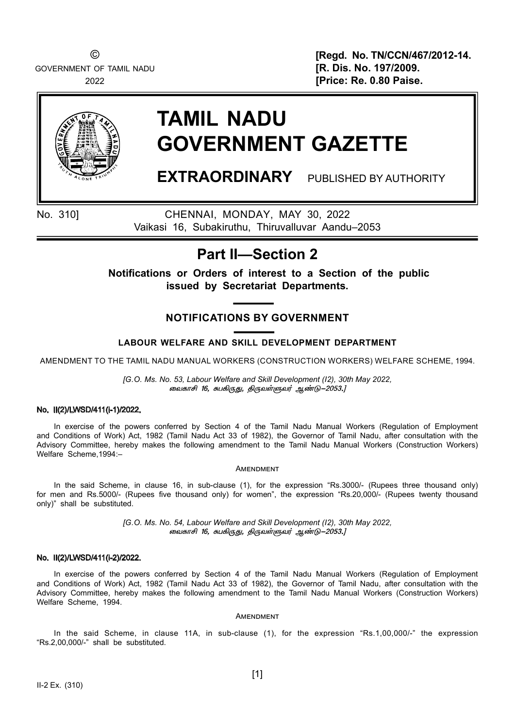©
GOVERNMENT OF TAMIL NADU
2022

**[Regd. No. TN/CCN/467/2012-14.**
**[R. Dis. No. 197/2009.**
**[Price: Re. 0.80 Paise.**

# TAMIL NADU GOVERNMENT GAZETTE

**EXTRAORDINARY** PUBLISHED BY AUTHORITY

No. 310] CHENNAI, MONDAY, MAY 30, 2022
Vaikasi 16, Subakiruthu, Thiruvalluvar Aandu–2053

## Part II—Section 2

**Notifications or Orders of interest to a Section of the public issued by Secretariat Departments.**

### NOTIFICATIONS BY GOVERNMENT

#### LABOUR WELFARE AND SKILL DEVELOPMENT DEPARTMENT

AMENDMENT TO THE TAMIL NADU MANUAL WORKERS (CONSTRUCTION WORKERS) WELFARE SCHEME, 1994.

*[G.O. Ms. No. 53, Labour Welfare and Skill Development (I2), 30th May 2022, வைகாசி 16, சுபகிருது, திருவள்ளுவர் ஆண்டு–2053.]*

**No. II(2)/LWSD/411(i-1)/2022.**

In exercise of the powers conferred by Section 4 of the Tamil Nadu Manual Workers (Regulation of Employment and Conditions of Work) Act, 1982 (Tamil Nadu Act 33 of 1982), the Governor of Tamil Nadu, after consultation with the Advisory Committee, hereby makes the following amendment to the Tamil Nadu Manual Workers (Construction Workers) Welfare Scheme,1994:–

AMENDMENT

In the said Scheme, in clause 16, in sub-clause (1), for the expression "Rs.3000/- (Rupees three thousand only) for men and Rs.5000/- (Rupees five thousand only) for women", the expression "Rs.20,000/- (Rupees twenty thousand only)" shall be substituted.

*[G.O. Ms. No. 54, Labour Welfare and Skill Development (I2), 30th May 2022, வைகாசி 16, சுபகிருது, திருவள்ளுவர் ஆண்டு–2053.]*

**No. II(2)/LWSD/411(i-2)/2022.**

In exercise of the powers conferred by Section 4 of the Tamil Nadu Manual Workers (Regulation of Employment and Conditions of Work) Act, 1982 (Tamil Nadu Act 33 of 1982), the Governor of Tamil Nadu, after consultation with the Advisory Committee, hereby makes the following amendment to the Tamil Nadu Manual Workers (Construction Workers) Welfare Scheme, 1994.

AMENDMENT

In the said Scheme, in clause 11A, in sub-clause (1), for the expression "Rs.1,00,000/-" the expression "Rs.2,00,000/-" shall be substituted.

II-2 Ex. (310)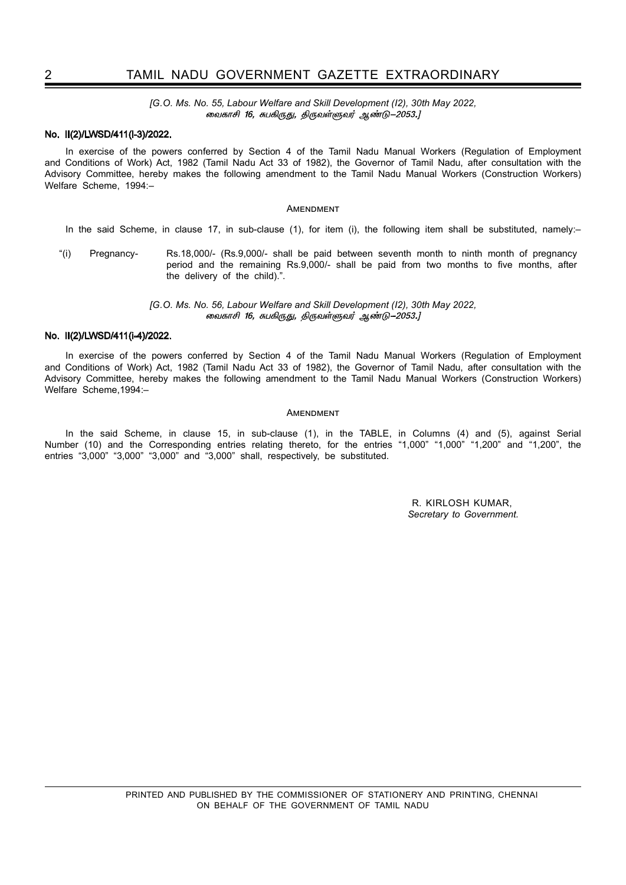*[G.O. Ms. No. 55, Labour Welfare and Skill Development (I2), 30th May 2022,*
*வைகாசி 16, சுபகிருது, திருவள்ளுவர் ஆண்டு–2053.]*

**No. II(2)/LWSD/411(I-3)/2022.**

In exercise of the powers conferred by Section 4 of the Tamil Nadu Manual Workers (Regulation of Employment and Conditions of Work) Act, 1982 (Tamil Nadu Act 33 of 1982), the Governor of Tamil Nadu, after consultation with the Advisory Committee, hereby makes the following amendment to the Tamil Nadu Manual Workers (Construction Workers) Welfare Scheme, 1994:–

AMENDMENT

In the said Scheme, in clause 17, in sub-clause (1), for item (i), the following item shall be substituted, namely:–

"(i) Pregnancy- Rs.18,000/- (Rs.9,000/- shall be paid between seventh month to ninth month of pregnancy period and the remaining Rs.9,000/- shall be paid from two months to five months, after the delivery of the child).".

*[G.O. Ms. No. 56, Labour Welfare and Skill Development (I2), 30th May 2022,*
*வைகாசி 16, சுபகிருது, திருவள்ளுவர் ஆண்டு–2053.]*

**No. II(2)/LWSD/411(i-4)/2022.**

In exercise of the powers conferred by Section 4 of the Tamil Nadu Manual Workers (Regulation of Employment and Conditions of Work) Act, 1982 (Tamil Nadu Act 33 of 1982), the Governor of Tamil Nadu, after consultation with the Advisory Committee, hereby makes the following amendment to the Tamil Nadu Manual Workers (Construction Workers) Welfare Scheme,1994:–

AMENDMENT

In the said Scheme, in clause 15, in sub-clause (1), in the TABLE, in Columns (4) and (5), against Serial Number (10) and the Corresponding entries relating thereto, for the entries "1,000" "1,000" "1,200" and "1,200", the entries "3,000" "3,000" "3,000" and "3,000" shall, respectively, be substituted.

R. KIRLOSH KUMAR,
*Secretary to Government.*

PRINTED AND PUBLISHED BY THE COMMISSIONER OF STATIONERY AND PRINTING, CHENNAI ON BEHALF OF THE GOVERNMENT OF TAMIL NADU